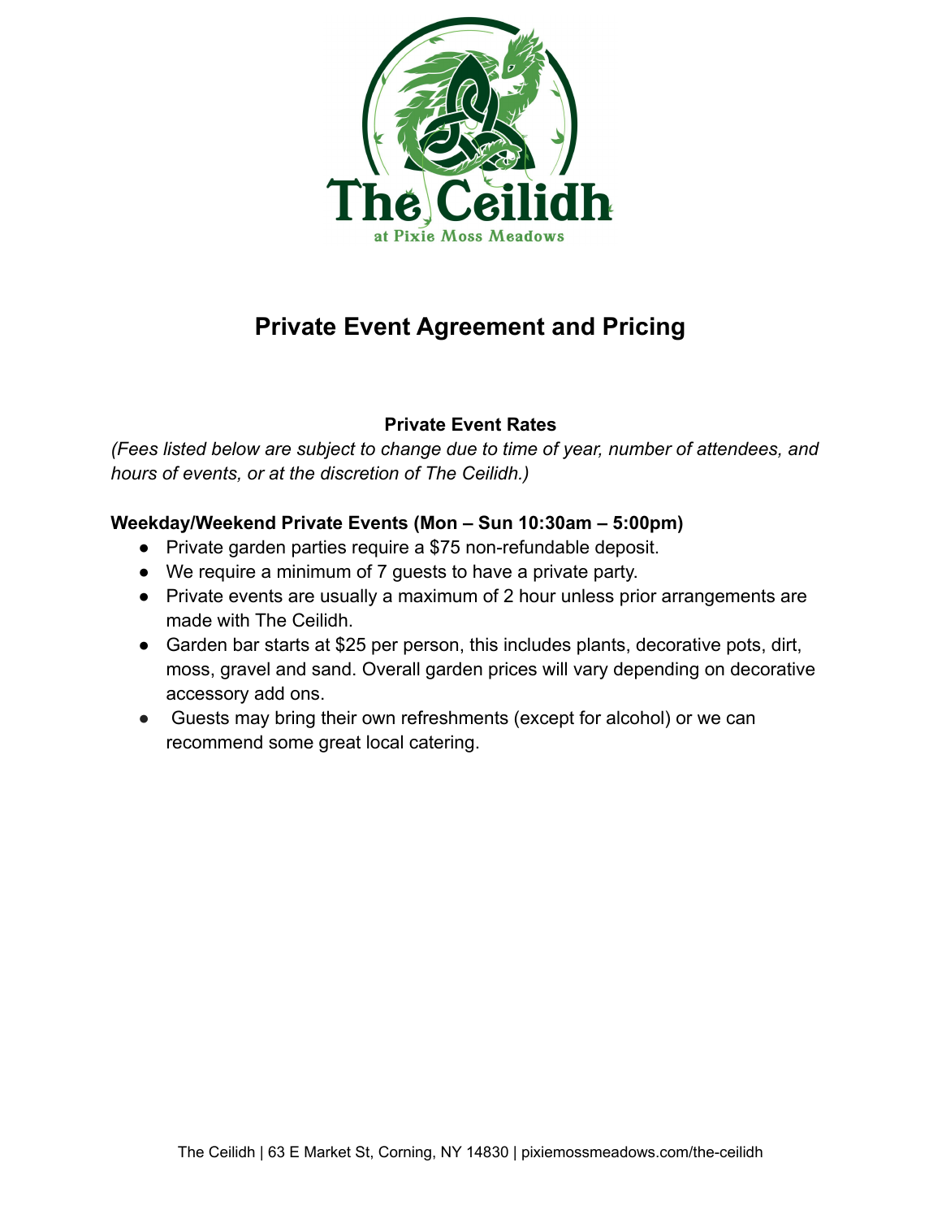The Ceilidh

at Pixie Moss Meadows

# Private Event Agreement and Pricing

### Private Event Rates

*(Fees listed below are subject to change due to time of year, number of attendees, and hours of events, or at the discretion of The Ceilidh.)*

**Weekday/Weekend Private Events (Mon – Sun 10:30am – 5:00pm)**

- Private garden parties require a $75 non-refundable deposit.
- We require a minimum of 7 guests to have a private party.
- Private events are usually a maximum of 2 hour unless prior arrangements are made with The Ceilidh.
- Garden bar starts at $25 per person, this includes plants, decorative pots, dirt, moss, gravel and sand. Overall garden prices will vary depending on decorative accessory add ons.
- Guests may bring their own refreshments (except for alcohol) or we can recommend some great local catering.

The Ceilidh | 63 E Market St, Corning, NY 14830 | pixiemossmeadows.com/the-ceilidh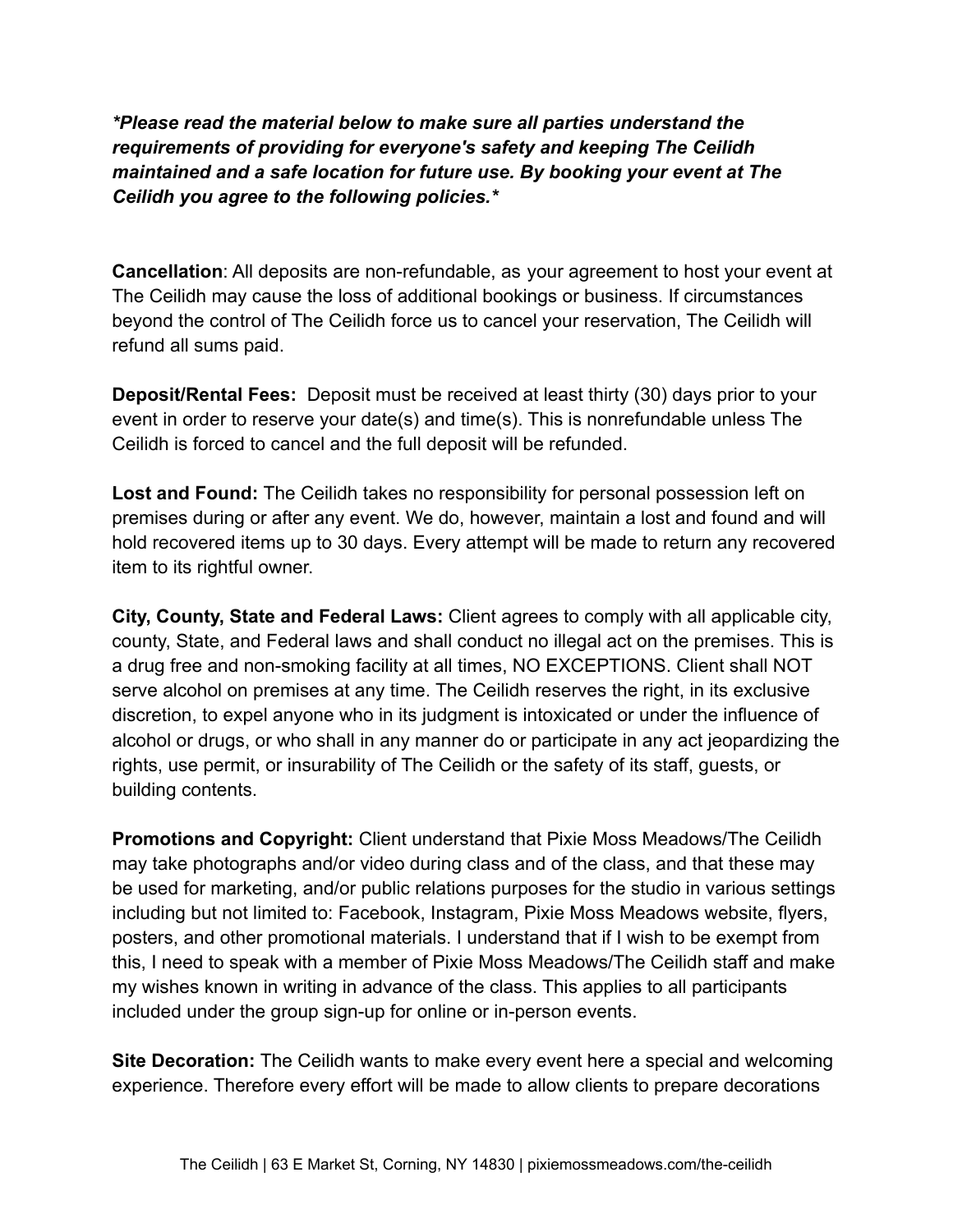***Please read the material below to make sure all parties understand the requirements of providing for everyone's safety and keeping The Ceilidh maintained and a safe location for future use. By booking your event at The Ceilidh you agree to the following policies.***

**Cancellation**: All deposits are non-refundable, as your agreement to host your event at The Ceilidh may cause the loss of additional bookings or business. If circumstances beyond the control of The Ceilidh force us to cancel your reservation, The Ceilidh will refund all sums paid.

**Deposit/Rental Fees:** Deposit must be received at least thirty (30) days prior to your event in order to reserve your date(s) and time(s). This is nonrefundable unless The Ceilidh is forced to cancel and the full deposit will be refunded.

**Lost and Found:** The Ceilidh takes no responsibility for personal possession left on premises during or after any event. We do, however, maintain a lost and found and will hold recovered items up to 30 days. Every attempt will be made to return any recovered item to its rightful owner.

**City, County, State and Federal Laws:** Client agrees to comply with all applicable city, county, State, and Federal laws and shall conduct no illegal act on the premises. This is a drug free and non-smoking facility at all times, NO EXCEPTIONS. Client shall NOT serve alcohol on premises at any time. The Ceilidh reserves the right, in its exclusive discretion, to expel anyone who in its judgment is intoxicated or under the influence of alcohol or drugs, or who shall in any manner do or participate in any act jeopardizing the rights, use permit, or insurability of The Ceilidh or the safety of its staff, guests, or building contents.

**Promotions and Copyright:** Client understand that Pixie Moss Meadows/The Ceilidh may take photographs and/or video during class and of the class, and that these may be used for marketing, and/or public relations purposes for the studio in various settings including but not limited to: Facebook, Instagram, Pixie Moss Meadows website, flyers, posters, and other promotional materials. I understand that if I wish to be exempt from this, I need to speak with a member of Pixie Moss Meadows/The Ceilidh staff and make my wishes known in writing in advance of the class. This applies to all participants included under the group sign-up for online or in-person events.

**Site Decoration:** The Ceilidh wants to make every event here a special and welcoming experience. Therefore every effort will be made to allow clients to prepare decorations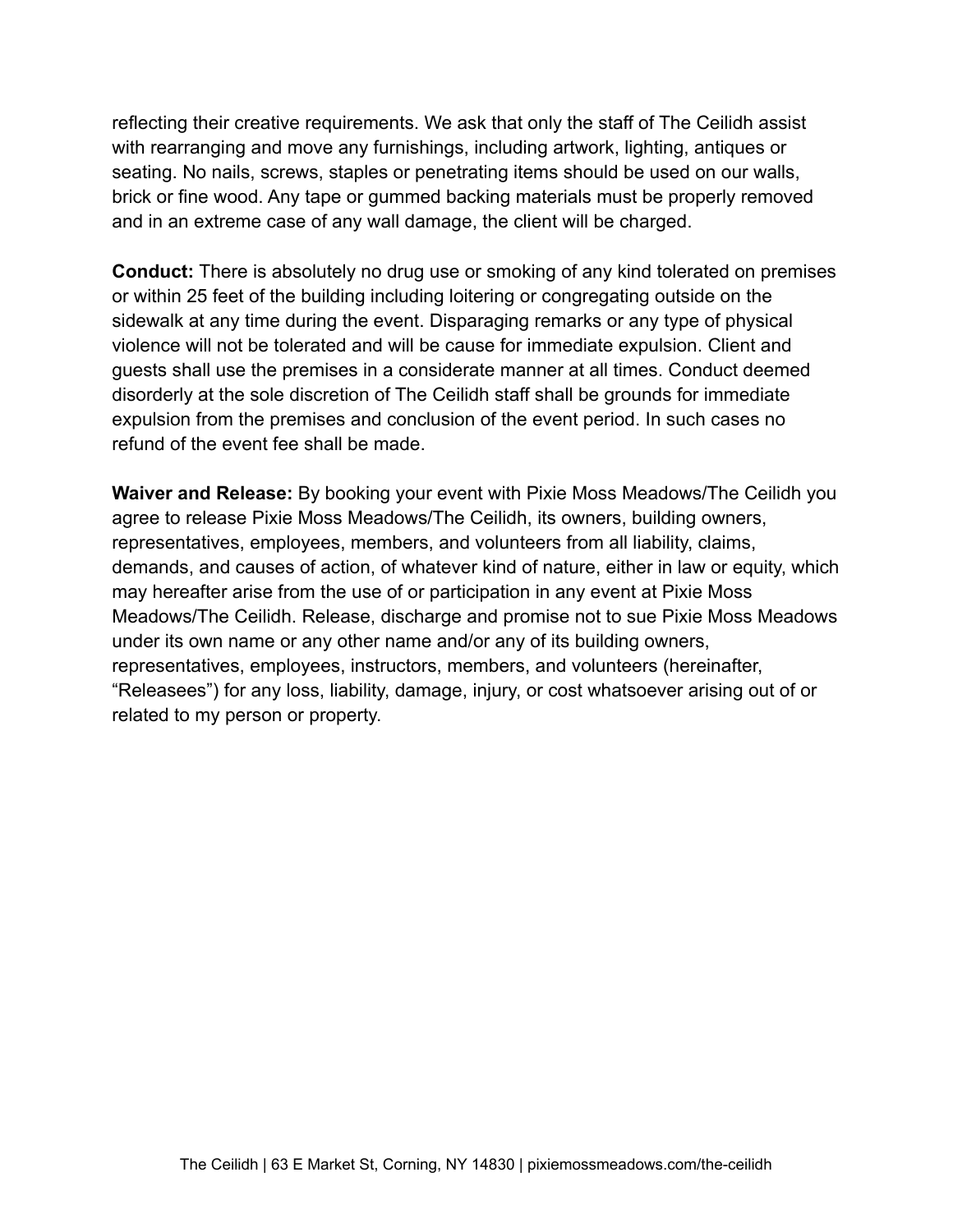reflecting their creative requirements. We ask that only the staff of The Ceilidh assist with rearranging and move any furnishings, including artwork, lighting, antiques or seating. No nails, screws, staples or penetrating items should be used on our walls, brick or fine wood. Any tape or gummed backing materials must be properly removed and in an extreme case of any wall damage, the client will be charged.

**Conduct:** There is absolutely no drug use or smoking of any kind tolerated on premises or within 25 feet of the building including loitering or congregating outside on the sidewalk at any time during the event. Disparaging remarks or any type of physical violence will not be tolerated and will be cause for immediate expulsion. Client and guests shall use the premises in a considerate manner at all times. Conduct deemed disorderly at the sole discretion of The Ceilidh staff shall be grounds for immediate expulsion from the premises and conclusion of the event period. In such cases no refund of the event fee shall be made.

**Waiver and Release:** By booking your event with Pixie Moss Meadows/The Ceilidh you agree to release Pixie Moss Meadows/The Ceilidh, its owners, building owners, representatives, employees, members, and volunteers from all liability, claims, demands, and causes of action, of whatever kind of nature, either in law or equity, which may hereafter arise from the use of or participation in any event at Pixie Moss Meadows/The Ceilidh. Release, discharge and promise not to sue Pixie Moss Meadows under its own name or any other name and/or any of its building owners, representatives, employees, instructors, members, and volunteers (hereinafter, “Releasees”) for any loss, liability, damage, injury, or cost whatsoever arising out of or related to my person or property.